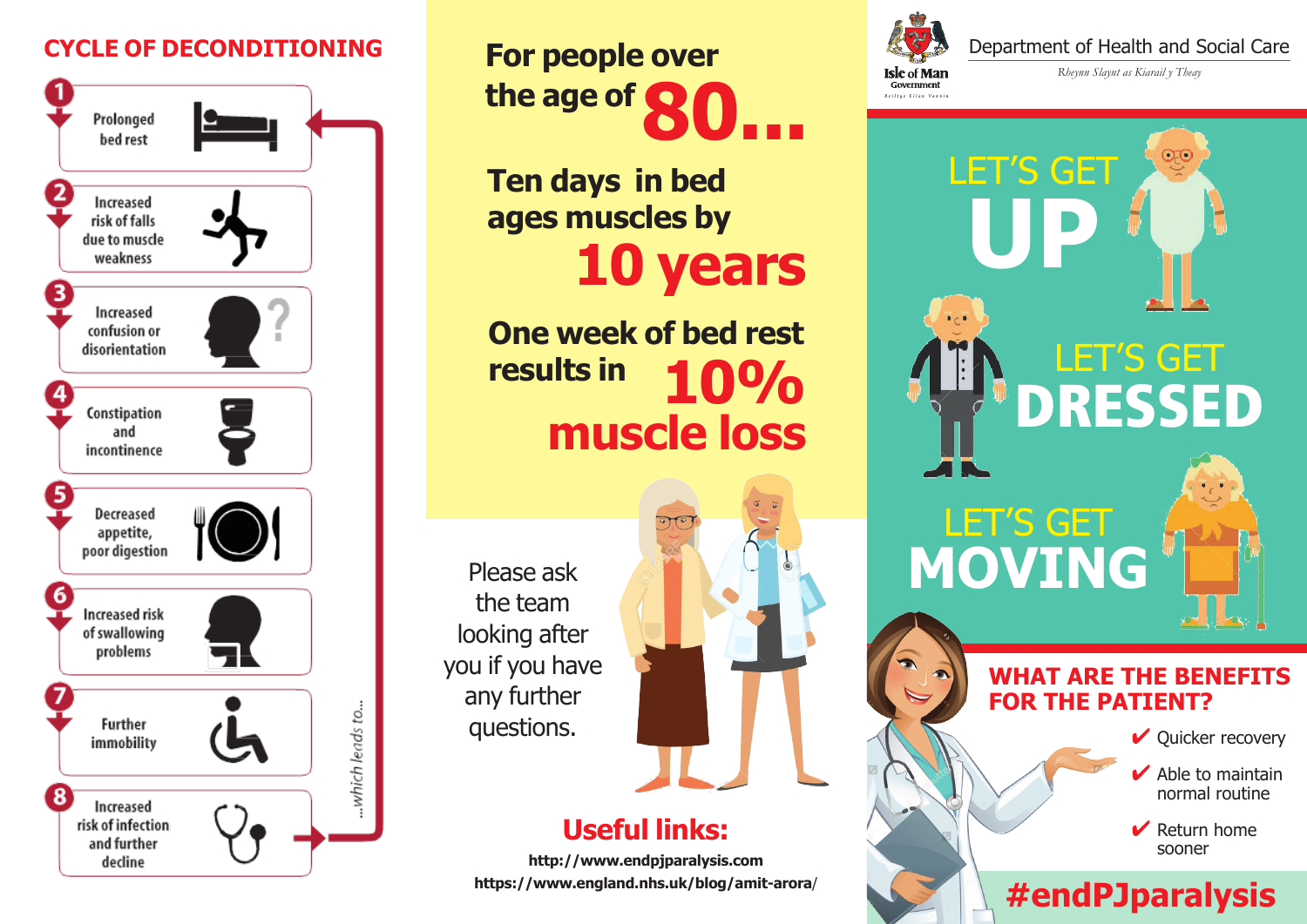## CYCLE OF DECONDITIONING

1. Prolonged bed rest
2. Increased risk of falls due to muscle weakness
3. Increased confusion or disorientation
4. Constipation and incontinence
5. Decreased appetite, poor digestion
6. Increased risk of swallowing problems
7. Further immobility
8. Increased risk of infection and further decline

...which leads to...

## For people over the age of 80...

**Ten days in bed ages muscles by 10 years**

**One week of bed rest results in 10% muscle loss**

Please ask the team looking after you if you have any further questions.

## Useful links:

**http://www.endpjparalysis.com**
**https://www.england.nhs.uk/blog/amit-arora/**

Isle of Man Government
Reiltys Ellan Vannin

Department of Health and Social Care
*Rheynn Slaynt as Kiarail y Theay*

# LET'S GET UP

# LET'S GET DRESSED

# LET'S GET MOVING

## WHAT ARE THE BENEFITS FOR THE PATIENT?

- ✔ Quicker recovery
- ✔ Able to maintain normal routine
- ✔ Return home sooner

**#endPJparalysis**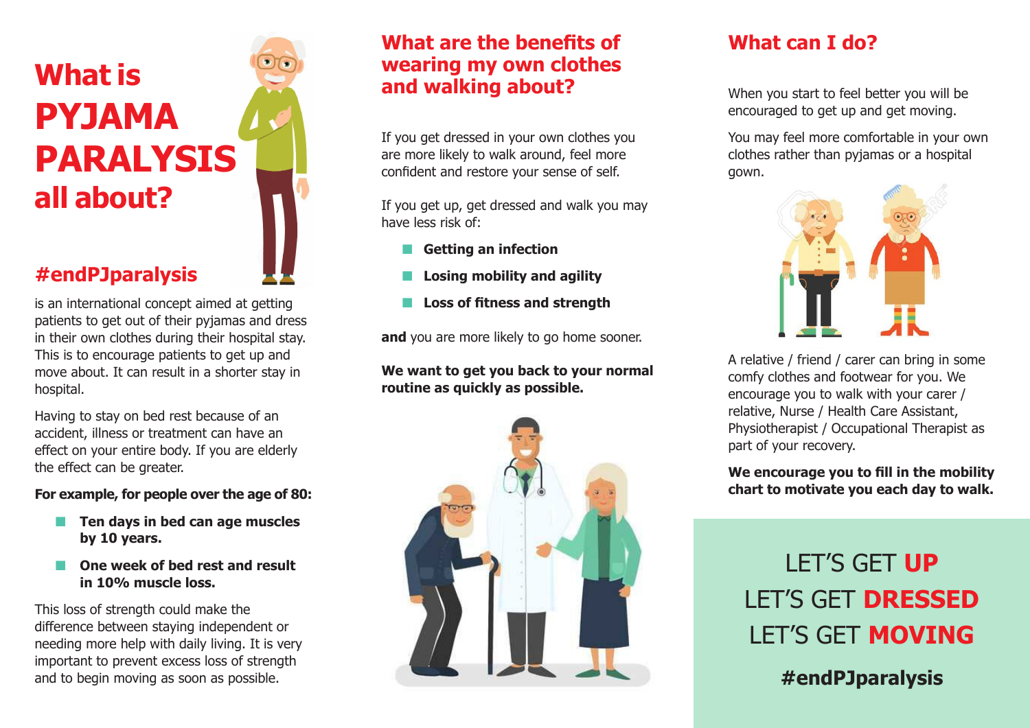# What is PYJAMA PARALYSIS all about?

## #endPJparalysis

is an international concept aimed at getting patients to get out of their pyjamas and dress in their own clothes during their hospital stay. This is to encourage patients to get up and move about. It can result in a shorter stay in hospital.

Having to stay on bed rest because of an accident, illness or treatment can have an effect on your entire body. If you are elderly the effect can be greater.

**For example, for people over the age of 80:**

- **Ten days in bed can age muscles by 10 years.**
- **One week of bed rest and result in 10% muscle loss.**

This loss of strength could make the difference between staying independent or needing more help with daily living. It is very important to prevent excess loss of strength and to begin moving as soon as possible.

## What are the benefits of wearing my own clothes and walking about?

If you get dressed in your own clothes you are more likely to walk around, feel more confident and restore your sense of self.

If you get up, get dressed and walk you may have less risk of:

- **Getting an infection**
- **Losing mobility and agility**
- **Loss of fitness and strength**

**and** you are more likely to go home sooner.

**We want to get you back to your normal routine as quickly as possible.**

## What can I do?

When you start to feel better you will be encouraged to get up and get moving.

You may feel more comfortable in your own clothes rather than pyjamas or a hospital gown.

A relative / friend / carer can bring in some comfy clothes and footwear for you. We encourage you to walk with your carer / relative, Nurse / Health Care Assistant, Physiotherapist / Occupational Therapist as part of your recovery.

**We encourage you to fill in the mobility chart to motivate you each day to walk.**

LET'S GET **UP**
LET'S GET **DRESSED**
LET'S GET **MOVING**

**#endPJparalysis**